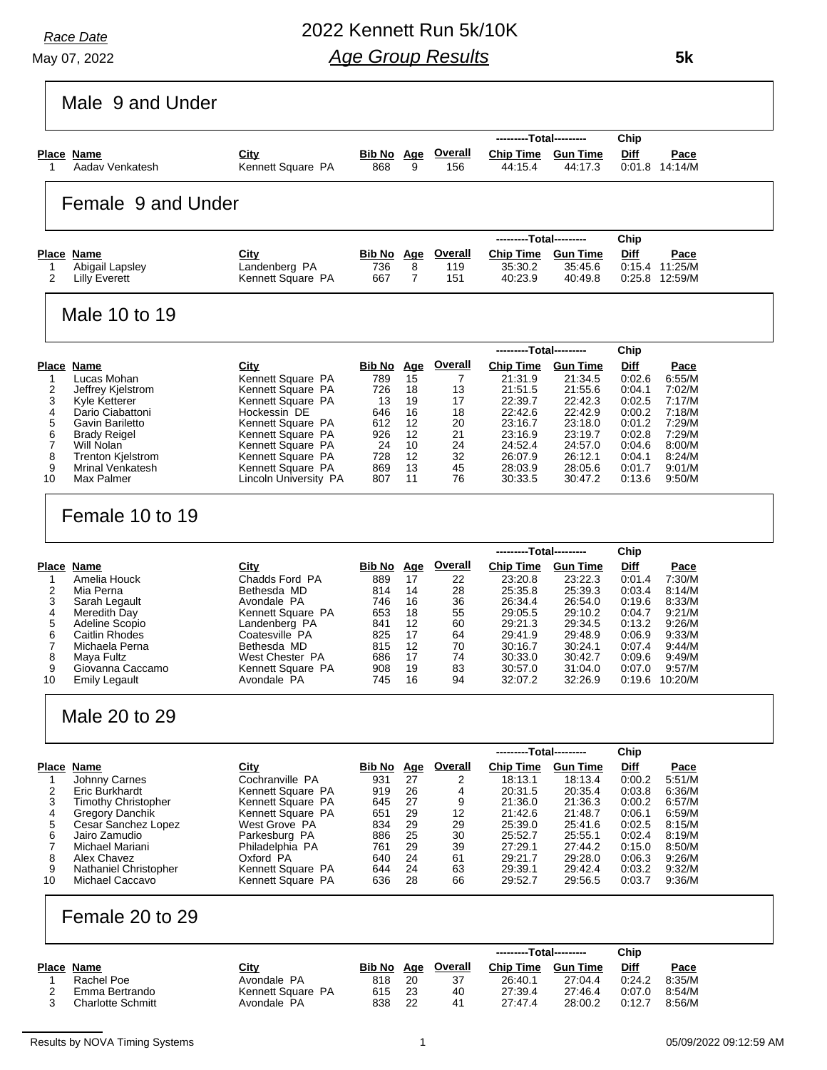# 2022 Kennett Run 5k/10K

## *Age Group Results*

*Race Date*
May 07, 2022

**5k**

### Male 9 and Under

| Place | Name | City | Bib No | Age | Overall | Chip Time | Gun Time | Chip Diff | Pace |
|---|---|---|---|---|---|---|---|---|---|
| 1 | Aadav Venkatesh | Kennett Square PA | 868 | 9 | 156 | 44:15.4 | 44:17.3 | 0:01.8 | 14:14/M |

### Female 9 and Under

| Place | Name | City | Bib No | Age | Overall | Chip Time | Gun Time | Chip Diff | Pace |
|---|---|---|---|---|---|---|---|---|---|
| 1 | Abigail Lapsley | Landenberg PA | 736 | 8 | 119 | 35:30.2 | 35:45.6 | 0:15.4 | 11:25/M |
| 2 | Lilly Everett | Kennett Square PA | 667 | 7 | 151 | 40:23.9 | 40:49.8 | 0:25.8 | 12:59/M |

### Male 10 to 19

| Place | Name | City | Bib No | Age | Overall | Chip Time | Gun Time | Chip Diff | Pace |
|---|---|---|---|---|---|---|---|---|---|
| 1 | Lucas Mohan | Kennett Square PA | 789 | 15 | 7 | 21:31.9 | 21:34.5 | 0:02.6 | 6:55/M |
| 2 | Jeffrey Kjelstrom | Kennett Square PA | 726 | 18 | 13 | 21:51.5 | 21:55.6 | 0:04.1 | 7:02/M |
| 3 | Kyle Ketterer | Kennett Square PA | 13 | 19 | 17 | 22:39.7 | 22:42.3 | 0:02.5 | 7:17/M |
| 4 | Dario Ciabattoni | Hockessin DE | 646 | 16 | 18 | 22:42.6 | 22:42.9 | 0:00.2 | 7:18/M |
| 5 | Gavin Bariletto | Kennett Square PA | 612 | 12 | 20 | 23:16.7 | 23:18.0 | 0:01.2 | 7:29/M |
| 6 | Brady Reigel | Kennett Square PA | 926 | 12 | 21 | 23:16.9 | 23:19.7 | 0:02.8 | 7:29/M |
| 7 | Will Nolan | Kennett Square PA | 24 | 10 | 24 | 24:52.4 | 24:57.0 | 0:04.6 | 8:00/M |
| 8 | Trenton Kjelstrom | Kennett Square PA | 728 | 12 | 32 | 26:07.9 | 26:12.1 | 0:04.1 | 8:24/M |
| 9 | Mrinal Venkatesh | Kennett Square PA | 869 | 13 | 45 | 28:03.9 | 28:05.6 | 0:01.7 | 9:01/M |
| 10 | Max Palmer | Lincoln University PA | 807 | 11 | 76 | 30:33.5 | 30:47.2 | 0:13.6 | 9:50/M |

### Female 10 to 19

| Place | Name | City | Bib No | Age | Overall | Chip Time | Gun Time | Chip Diff | Pace |
|---|---|---|---|---|---|---|---|---|---|
| 1 | Amelia Houck | Chadds Ford PA | 889 | 17 | 22 | 23:20.8 | 23:22.3 | 0:01.4 | 7:30/M |
| 2 | Mia Perna | Bethesda MD | 814 | 14 | 28 | 25:35.8 | 25:39.3 | 0:03.4 | 8:14/M |
| 3 | Sarah Legault | Avondale PA | 746 | 16 | 36 | 26:34.4 | 26:54.0 | 0:19.6 | 8:33/M |
| 4 | Meredith Day | Kennett Square PA | 653 | 18 | 55 | 29:05.5 | 29:10.2 | 0:04.7 | 9:21/M |
| 5 | Adeline Scopio | Landenberg PA | 841 | 12 | 60 | 29:21.3 | 29:34.5 | 0:13.2 | 9:26/M |
| 6 | Caitlin Rhodes | Coatesville PA | 825 | 17 | 64 | 29:41.9 | 29:48.9 | 0:06.9 | 9:33/M |
| 7 | Michaela Perna | Bethesda MD | 815 | 12 | 70 | 30:16.7 | 30:24.1 | 0:07.4 | 9:44/M |
| 8 | Maya Fultz | West Chester PA | 686 | 17 | 74 | 30:33.0 | 30:42.7 | 0:09.6 | 9:49/M |
| 9 | Giovanna Caccamo | Kennett Square PA | 908 | 19 | 83 | 30:57.0 | 31:04.0 | 0:07.0 | 9:57/M |
| 10 | Emily Legault | Avondale PA | 745 | 16 | 94 | 32:07.2 | 32:26.9 | 0:19.6 | 10:20/M |

### Male 20 to 29

| Place | Name | City | Bib No | Age | Overall | Chip Time | Gun Time | Chip Diff | Pace |
|---|---|---|---|---|---|---|---|---|---|
| 1 | Johnny Carnes | Cochranville PA | 931 | 27 | 2 | 18:13.1 | 18:13.4 | 0:00.2 | 5:51/M |
| 2 | Eric Burkhardt | Kennett Square PA | 919 | 26 | 4 | 20:31.5 | 20:35.4 | 0:03.8 | 6:36/M |
| 3 | Timothy Christopher | Kennett Square PA | 645 | 27 | 9 | 21:36.0 | 21:36.3 | 0:00.2 | 6:57/M |
| 4 | Gregory Danchik | Kennett Square PA | 651 | 29 | 12 | 21:42.6 | 21:48.7 | 0:06.1 | 6:59/M |
| 5 | Cesar Sanchez Lopez | West Grove PA | 834 | 29 | 29 | 25:39.0 | 25:41.6 | 0:02.5 | 8:15/M |
| 6 | Jairo Zamudio | Parkesburg PA | 886 | 25 | 30 | 25:52.7 | 25:55.1 | 0:02.4 | 8:19/M |
| 7 | Michael Mariani | Philadelphia PA | 761 | 29 | 39 | 27:29.1 | 27:44.2 | 0:15.0 | 8:50/M |
| 8 | Alex Chavez | Oxford PA | 640 | 24 | 61 | 29:21.7 | 29:28.0 | 0:06.3 | 9:26/M |
| 9 | Nathaniel Christopher | Kennett Square PA | 644 | 24 | 63 | 29:39.1 | 29:42.4 | 0:03.2 | 9:32/M |
| 10 | Michael Caccavo | Kennett Square PA | 636 | 28 | 66 | 29:52.7 | 29:56.5 | 0:03.7 | 9:36/M |

### Female 20 to 29

| Place | Name | City | Bib No | Age | Overall | Chip Time | Gun Time | Chip Diff | Pace |
|---|---|---|---|---|---|---|---|---|---|
| 1 | Rachel Poe | Avondale PA | 818 | 20 | 37 | 26:40.1 | 27:04.4 | 0:24.2 | 8:35/M |
| 2 | Emma Bertrando | Kennett Square PA | 615 | 23 | 40 | 27:39.4 | 27:46.4 | 0:07.0 | 8:54/M |
| 3 | Charlotte Schmitt | Avondale PA | 838 | 22 | 41 | 27:47.4 | 28:00.2 | 0:12.7 | 8:56/M |

Results by NOVA Timing Systems — 05/09/2022 09:12:59 AM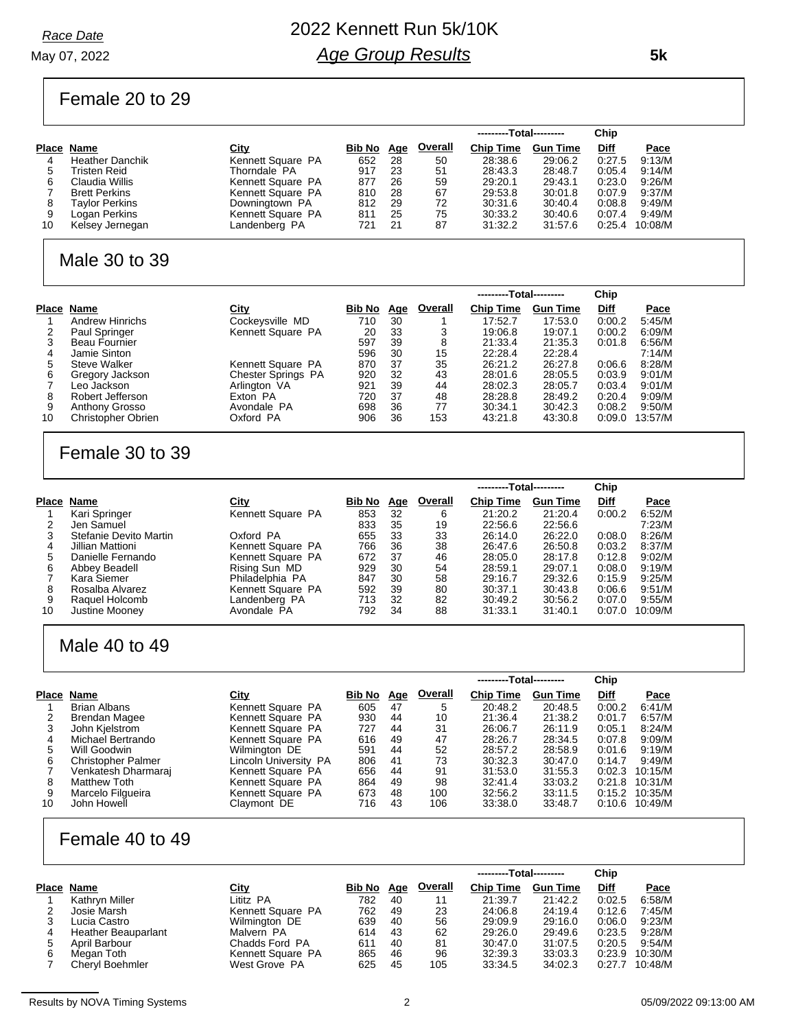*Race Date*

May 07, 2022

# 2022 Kennett Run 5k/10K

## *Age Group Results*

**5k**

### Female 20 to 29

| Place | Name | City | Bib No | Age | Overall | Total Chip Time | Total Gun Time | Chip Diff | Pace |
|---|---|---|---|---|---|---|---|---|---|
| 4 | Heather Danchik | Kennett Square PA | 652 | 28 | 50 | 28:38.6 | 29:06.2 | 0:27.5 | 9:13/M |
| 5 | Tristen Reid | Thorndale PA | 917 | 23 | 51 | 28:43.3 | 28:48.7 | 0:05.4 | 9:14/M |
| 6 | Claudia Willis | Kennett Square PA | 877 | 26 | 59 | 29:20.1 | 29:43.1 | 0:23.0 | 9:26/M |
| 7 | Brett Perkins | Kennett Square PA | 810 | 28 | 67 | 29:53.8 | 30:01.8 | 0:07.9 | 9:37/M |
| 8 | Taylor Perkins | Downingtown PA | 812 | 29 | 72 | 30:31.6 | 30:40.4 | 0:08.8 | 9:49/M |
| 9 | Logan Perkins | Kennett Square PA | 811 | 25 | 75 | 30:33.2 | 30:40.6 | 0:07.4 | 9:49/M |
| 10 | Kelsey Jernegan | Landenberg PA | 721 | 21 | 87 | 31:32.2 | 31:57.6 | 0:25.4 | 10:08/M |

### Male 30 to 39

| Place | Name | City | Bib No | Age | Overall | Total Chip Time | Total Gun Time | Chip Diff | Pace |
|---|---|---|---|---|---|---|---|---|---|
| 1 | Andrew Hinrichs | Cockeysville MD | 710 | 30 | 1 | 17:52.7 | 17:53.0 | 0:00.2 | 5:45/M |
| 2 | Paul Springer | Kennett Square PA | 20 | 33 | 3 | 19:06.8 | 19:07.1 | 0:00.2 | 6:09/M |
| 3 | Beau Fournier | | 597 | 39 | 8 | 21:33.4 | 21:35.3 | 0:01.8 | 6:56/M |
| 4 | Jamie Sinton | | 596 | 30 | 15 | 22:28.4 | 22:28.4 | | 7:14/M |
| 5 | Steve Walker | Kennett Square PA | 870 | 37 | 35 | 26:21.2 | 26:27.8 | 0:06.6 | 8:28/M |
| 6 | Gregory Jackson | Chester Springs PA | 920 | 32 | 43 | 28:01.6 | 28:05.5 | 0:03.9 | 9:01/M |
| 7 | Leo Jackson | Arlington VA | 921 | 39 | 44 | 28:02.3 | 28:05.7 | 0:03.4 | 9:01/M |
| 8 | Robert Jefferson | Exton PA | 720 | 37 | 48 | 28:28.8 | 28:49.2 | 0:20.4 | 9:09/M |
| 9 | Anthony Grosso | Avondale PA | 698 | 36 | 77 | 30:34.1 | 30:42.3 | 0:08.2 | 9:50/M |
| 10 | Christopher Obrien | Oxford PA | 906 | 36 | 153 | 43:21.8 | 43:30.8 | 0:09.0 | 13:57/M |

### Female 30 to 39

| Place | Name | City | Bib No | Age | Overall | Total Chip Time | Total Gun Time | Chip Diff | Pace |
|---|---|---|---|---|---|---|---|---|---|
| 1 | Kari Springer | Kennett Square PA | 853 | 32 | 6 | 21:20.2 | 21:20.4 | 0:00.2 | 6:52/M |
| 2 | Jen Samuel | | 833 | 35 | 19 | 22:56.6 | 22:56.6 | | 7:23/M |
| 3 | Stefanie Devito Martin | Oxford PA | 655 | 33 | 33 | 26:14.0 | 26:22.0 | 0:08.0 | 8:26/M |
| 4 | Jillian Mattioni | Kennett Square PA | 766 | 36 | 38 | 26:47.6 | 26:50.8 | 0:03.2 | 8:37/M |
| 5 | Danielle Fernando | Kennett Square PA | 672 | 37 | 46 | 28:05.0 | 28:17.8 | 0:12.8 | 9:02/M |
| 6 | Abbey Beadell | Rising Sun MD | 929 | 30 | 54 | 28:59.1 | 29:07.1 | 0:08.0 | 9:19/M |
| 7 | Kara Siemer | Philadelphia PA | 847 | 30 | 58 | 29:16.7 | 29:32.6 | 0:15.9 | 9:25/M |
| 8 | Rosalba Alvarez | Kennett Square PA | 592 | 39 | 80 | 30:37.1 | 30:43.8 | 0:06.6 | 9:51/M |
| 9 | Raquel Holcomb | Landenberg PA | 713 | 32 | 82 | 30:49.2 | 30:56.2 | 0:07.0 | 9:55/M |
| 10 | Justine Mooney | Avondale PA | 792 | 34 | 88 | 31:33.1 | 31:40.1 | 0:07.0 | 10:09/M |

### Male 40 to 49

| Place | Name | City | Bib No | Age | Overall | Total Chip Time | Total Gun Time | Chip Diff | Pace |
|---|---|---|---|---|---|---|---|---|---|
| 1 | Brian Albans | Kennett Square PA | 605 | 47 | 5 | 20:48.2 | 20:48.5 | 0:00.2 | 6:41/M |
| 2 | Brendan Magee | Kennett Square PA | 930 | 44 | 10 | 21:36.4 | 21:38.2 | 0:01.7 | 6:57/M |
| 3 | John Kjelstrom | Kennett Square PA | 727 | 44 | 31 | 26:06.7 | 26:11.9 | 0:05.1 | 8:24/M |
| 4 | Michael Bertrando | Kennett Square PA | 616 | 49 | 47 | 28:26.7 | 28:34.5 | 0:07.8 | 9:09/M |
| 5 | Will Goodwin | Wilmington DE | 591 | 44 | 52 | 28:57.2 | 28:58.9 | 0:01.6 | 9:19/M |
| 6 | Christopher Palmer | Lincoln University PA | 806 | 41 | 73 | 30:32.3 | 30:47.0 | 0:14.7 | 9:49/M |
| 7 | Venkatesh Dharmaraj | Kennett Square PA | 656 | 44 | 91 | 31:53.0 | 31:55.3 | 0:02.3 | 10:15/M |
| 8 | Matthew Toth | Kennett Square PA | 864 | 49 | 98 | 32:41.4 | 33:03.2 | 0:21.8 | 10:31/M |
| 9 | Marcelo Filgueira | Kennett Square PA | 673 | 48 | 100 | 32:56.2 | 33:11.5 | 0:15.2 | 10:35/M |
| 10 | John Howell | Claymont DE | 716 | 43 | 106 | 33:38.0 | 33:48.7 | 0:10.6 | 10:49/M |

### Female 40 to 49

| Place | Name | City | Bib No | Age | Overall | Total Chip Time | Total Gun Time | Chip Diff | Pace |
|---|---|---|---|---|---|---|---|---|---|
| 1 | Kathryn Miller | Lititz PA | 782 | 40 | 11 | 21:39.7 | 21:42.2 | 0:02.5 | 6:58/M |
| 2 | Josie Marsh | Kennett Square PA | 762 | 49 | 23 | 24:06.8 | 24:19.4 | 0:12.6 | 7:45/M |
| 3 | Lucia Castro | Wilmington DE | 639 | 40 | 56 | 29:09.9 | 29:16.0 | 0:06.0 | 9:23/M |
| 4 | Heather Beauparlant | Malvern PA | 614 | 43 | 62 | 29:26.0 | 29:49.6 | 0:23.5 | 9:28/M |
| 5 | April Barbour | Chadds Ford PA | 611 | 40 | 81 | 30:47.0 | 31:07.5 | 0:20.5 | 9:54/M |
| 6 | Megan Toth | Kennett Square PA | 865 | 46 | 96 | 32:39.3 | 33:03.3 | 0:23.9 | 10:30/M |
| 7 | Cheryl Boehmler | West Grove PA | 625 | 45 | 105 | 33:34.5 | 34:02.3 | 0:27.7 | 10:48/M |

Results by NOVA Timing Systems

05/09/2022 09:13:00 AM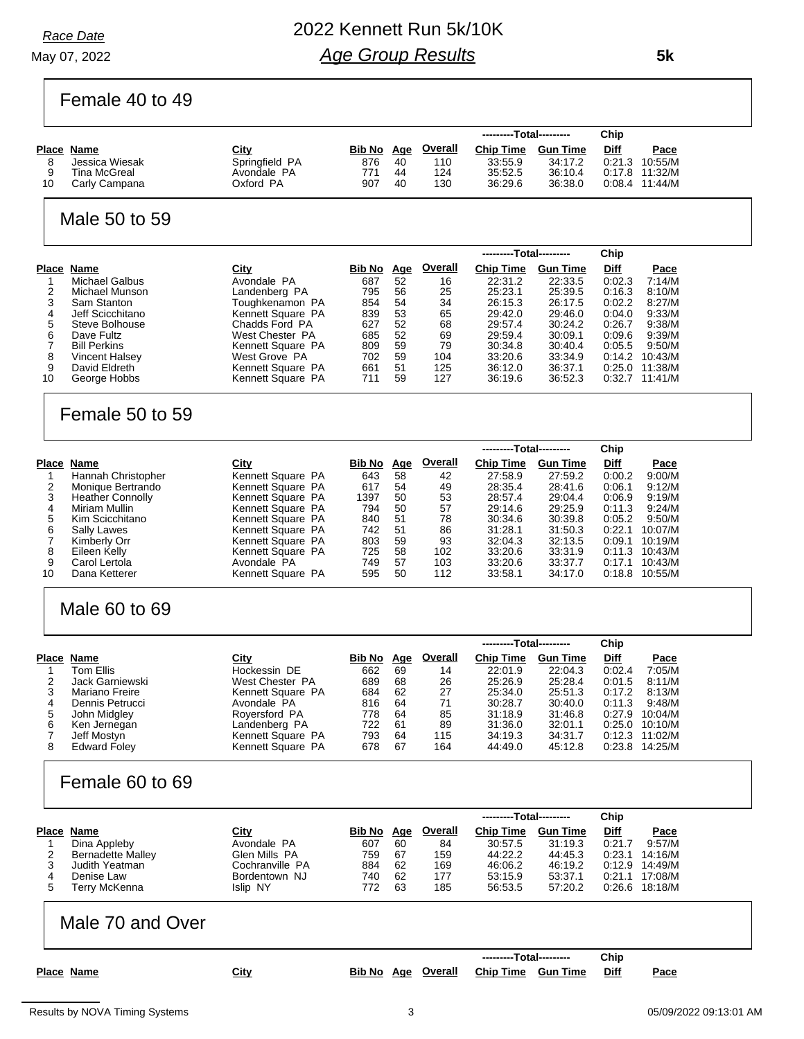*Race Date*

May 07, 2022

# 2022 Kennett Run 5k/10K

## *Age Group Results*

**5k**

## Female 40 to 49

| Place | Name | City | Bib No | Age | Overall | Chip Time | Gun Time | Chip Diff | Pace |
|---|---|---|---|---|---|---|---|---|---|
| 8 | Jessica Wiesak | Springfield PA | 876 | 40 | 110 | 33:55.9 | 34:17.2 | 0:21.3 | 10:55/M |
| 9 | Tina McGreal | Avondale PA | 771 | 44 | 124 | 35:52.5 | 36:10.4 | 0:17.8 | 11:32/M |
| 10 | Carly Campana | Oxford PA | 907 | 40 | 130 | 36:29.6 | 36:38.0 | 0:08.4 | 11:44/M |

## Male 50 to 59

| Place | Name | City | Bib No | Age | Overall | Chip Time | Gun Time | Chip Diff | Pace |
|---|---|---|---|---|---|---|---|---|---|
| 1 | Michael Galbus | Avondale PA | 687 | 52 | 16 | 22:31.2 | 22:33.5 | 0:02.3 | 7:14/M |
| 2 | Michael Munson | Landenberg PA | 795 | 56 | 25 | 25:23.1 | 25:39.5 | 0:16.3 | 8:10/M |
| 3 | Sam Stanton | Toughkenamon PA | 854 | 54 | 34 | 26:15.3 | 26:17.5 | 0:02.2 | 8:27/M |
| 4 | Jeff Scicchitano | Kennett Square PA | 839 | 53 | 65 | 29:42.0 | 29:46.0 | 0:04.0 | 9:33/M |
| 5 | Steve Bolhouse | Chadds Ford PA | 627 | 52 | 68 | 29:57.4 | 30:24.2 | 0:26.7 | 9:38/M |
| 6 | Dave Fultz | West Chester PA | 685 | 52 | 69 | 29:59.4 | 30:09.1 | 0:09.6 | 9:39/M |
| 7 | Bill Perkins | Kennett Square PA | 809 | 59 | 79 | 30:34.8 | 30:40.4 | 0:05.5 | 9:50/M |
| 8 | Vincent Halsey | West Grove PA | 702 | 59 | 104 | 33:20.6 | 33:34.9 | 0:14.2 | 10:43/M |
| 9 | David Eldreth | Kennett Square PA | 661 | 51 | 125 | 36:12.0 | 36:37.1 | 0:25.0 | 11:38/M |
| 10 | George Hobbs | Kennett Square PA | 711 | 59 | 127 | 36:19.6 | 36:52.3 | 0:32.7 | 11:41/M |

## Female 50 to 59

| Place | Name | City | Bib No | Age | Overall | Chip Time | Gun Time | Chip Diff | Pace |
|---|---|---|---|---|---|---|---|---|---|
| 1 | Hannah Christopher | Kennett Square PA | 643 | 58 | 42 | 27:58.9 | 27:59.2 | 0:00.2 | 9:00/M |
| 2 | Monique Bertrando | Kennett Square PA | 617 | 54 | 49 | 28:35.4 | 28:41.6 | 0:06.1 | 9:12/M |
| 3 | Heather Connolly | Kennett Square PA | 1397 | 50 | 53 | 28:57.4 | 29:04.4 | 0:06.9 | 9:19/M |
| 4 | Miriam Mullin | Kennett Square PA | 794 | 50 | 57 | 29:14.6 | 29:25.9 | 0:11.3 | 9:24/M |
| 5 | Kim Scicchitano | Kennett Square PA | 840 | 51 | 78 | 30:34.6 | 30:39.8 | 0:05.2 | 9:50/M |
| 6 | Sally Lawes | Kennett Square PA | 742 | 51 | 86 | 31:28.1 | 31:50.3 | 0:22.1 | 10:07/M |
| 7 | Kimberly Orr | Kennett Square PA | 803 | 59 | 93 | 32:04.3 | 32:13.5 | 0:09.1 | 10:19/M |
| 8 | Eileen Kelly | Kennett Square PA | 725 | 58 | 102 | 33:20.6 | 33:31.9 | 0:11.3 | 10:43/M |
| 9 | Carol Lertola | Avondale PA | 749 | 57 | 103 | 33:20.6 | 33:37.7 | 0:17.1 | 10:43/M |
| 10 | Dana Ketterer | Kennett Square PA | 595 | 50 | 112 | 33:58.1 | 34:17.0 | 0:18.8 | 10:55/M |

## Male 60 to 69

| Place | Name | City | Bib No | Age | Overall | Chip Time | Gun Time | Chip Diff | Pace |
|---|---|---|---|---|---|---|---|---|---|
| 1 | Tom Ellis | Hockessin DE | 662 | 69 | 14 | 22:01.9 | 22:04.3 | 0:02.4 | 7:05/M |
| 2 | Jack Garniewski | West Chester PA | 689 | 68 | 26 | 25:26.9 | 25:28.4 | 0:01.5 | 8:11/M |
| 3 | Mariano Freire | Kennett Square PA | 684 | 62 | 27 | 25:34.0 | 25:51.3 | 0:17.2 | 8:13/M |
| 4 | Dennis Petrucci | Avondale PA | 816 | 64 | 71 | 30:28.7 | 30:40.0 | 0:11.3 | 9:48/M |
| 5 | John Midgley | Royersford PA | 778 | 64 | 85 | 31:18.9 | 31:46.8 | 0:27.9 | 10:04/M |
| 6 | Ken Jernegan | Landenberg PA | 722 | 61 | 89 | 31:36.0 | 32:01.1 | 0:25.0 | 10:10/M |
| 7 | Jeff Mostyn | Kennett Square PA | 793 | 64 | 115 | 34:19.3 | 34:31.7 | 0:12.3 | 11:02/M |
| 8 | Edward Foley | Kennett Square PA | 678 | 67 | 164 | 44:49.0 | 45:12.8 | 0:23.8 | 14:25/M |

## Female 60 to 69

| Place | Name | City | Bib No | Age | Overall | Chip Time | Gun Time | Chip Diff | Pace |
|---|---|---|---|---|---|---|---|---|---|
| 1 | Dina Appleby | Avondale PA | 607 | 60 | 84 | 30:57.5 | 31:19.3 | 0:21.7 | 9:57/M |
| 2 | Bernadette Malley | Glen Mills PA | 759 | 67 | 159 | 44:22.2 | 44:45.3 | 0:23.1 | 14:16/M |
| 3 | Judith Yeatman | Cochranville PA | 884 | 62 | 169 | 46:06.2 | 46:19.2 | 0:12.9 | 14:49/M |
| 4 | Denise Law | Bordentown NJ | 740 | 62 | 177 | 53:15.9 | 53:37.1 | 0:21.1 | 17:08/M |
| 5 | Terry McKenna | Islip NY | 772 | 63 | 185 | 56:53.5 | 57:20.2 | 0:26.6 | 18:18/M |

## Male 70 and Over

| Place | Name | City | Bib No | Age | Overall | Chip Time | Gun Time | Chip Diff | Pace |
|---|---|---|---|---|---|---|---|---|---|

Results by NOVA Timing Systems — 05/09/2022 09:13:01 AM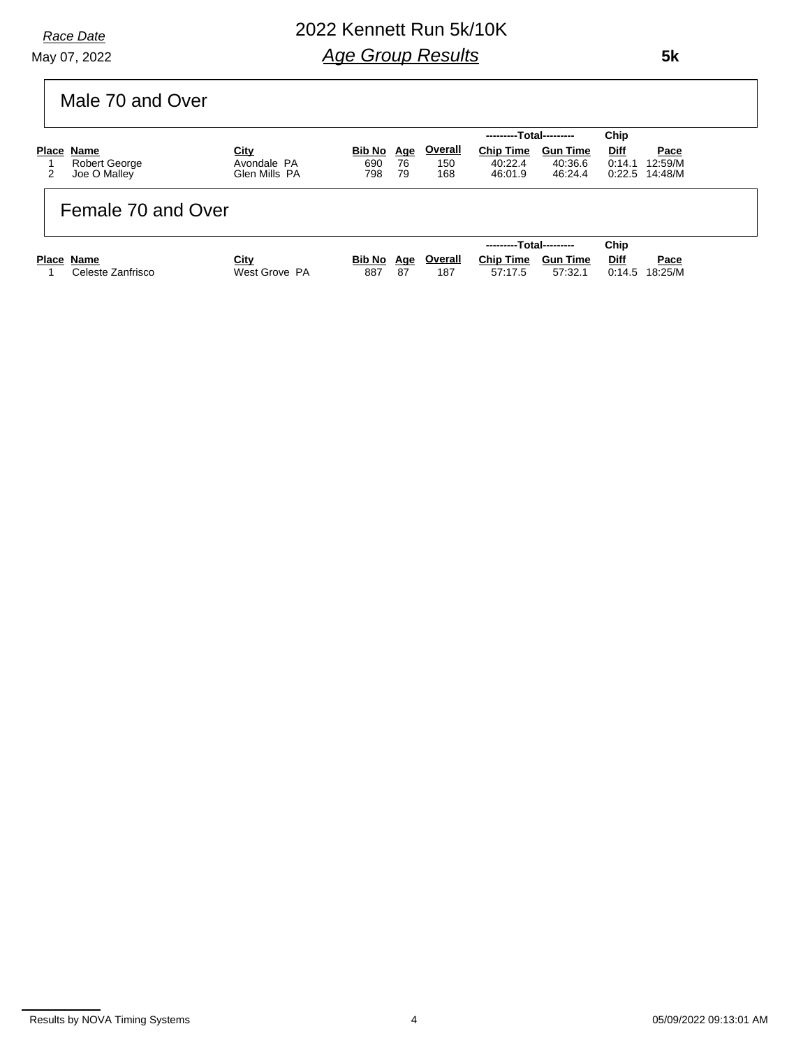# 2022 Kennett Run 5k/10K

*Race Date* May 07, 2022

***Age Group Results***

**5k**

## Male 70 and Over

| Place | Name | City | Bib No | Age | Overall | Chip Time (Total) | Gun Time (Total) | Chip Diff | Pace |
|---|---|---|---|---|---|---|---|---|---|
| 1 | Robert George | Avondale PA | 690 | 76 | 150 | 40:22.4 | 40:36.6 | 0:14.1 | 12:59/M |
| 2 | Joe O Malley | Glen Mills PA | 798 | 79 | 168 | 46:01.9 | 46:24.4 | 0:22.5 | 14:48/M |

## Female 70 and Over

| Place | Name | City | Bib No | Age | Overall | Chip Time (Total) | Gun Time (Total) | Chip Diff | Pace |
|---|---|---|---|---|---|---|---|---|---|
| 1 | Celeste Zanfrisco | West Grove PA | 887 | 87 | 187 | 57:17.5 | 57:32.1 | 0:14.5 | 18:25/M |

Results by NOVA Timing Systems

05/09/2022 09:13:01 AM